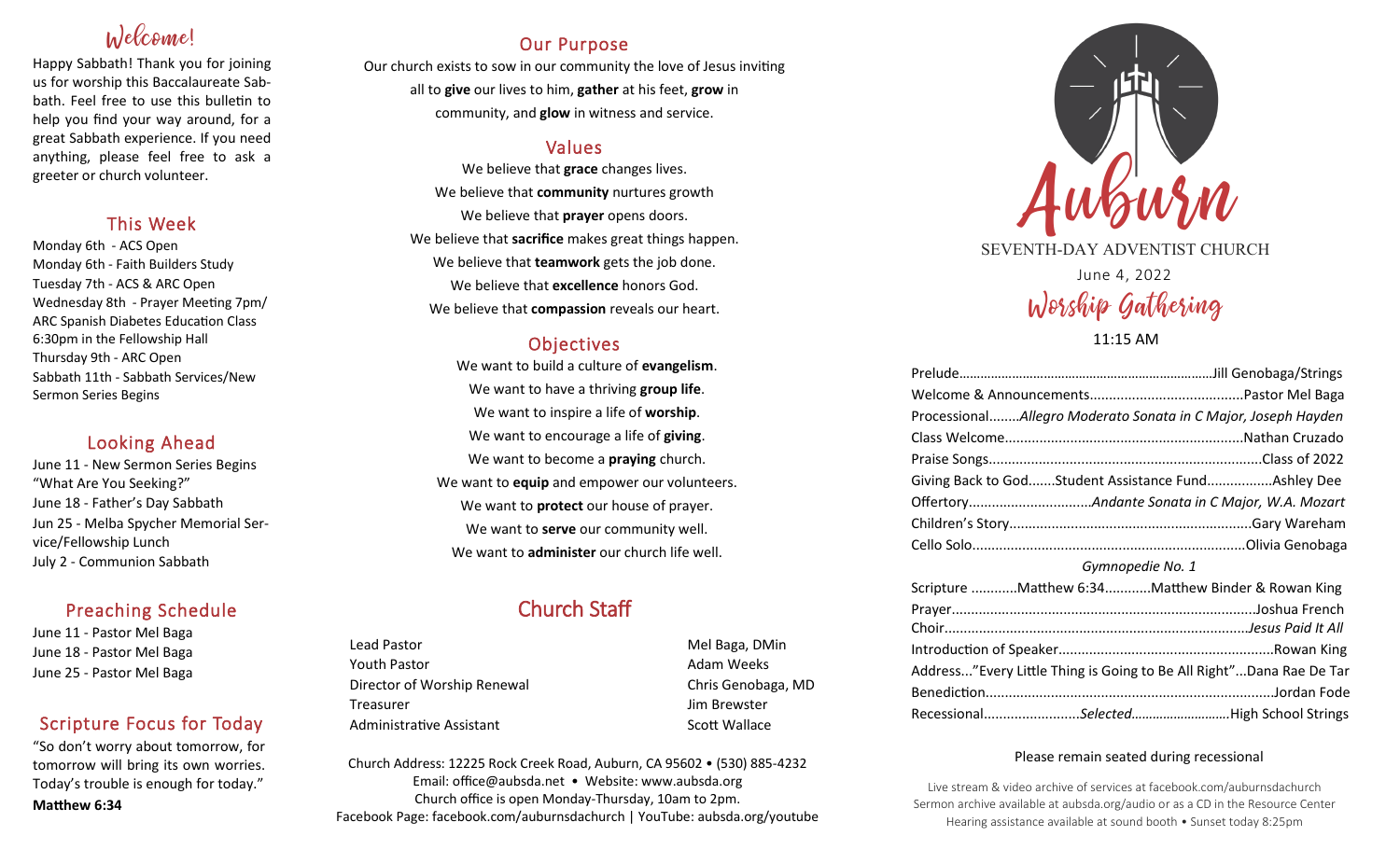## Welcome!

Happy Sabbath! Thank you for joining us for worship this Baccalaureate Sabbath. Feel free to use this bulletin to help you find your way around, for a great Sabbath experience. If you need anything, please feel free to ask a greeter or church volunteer.

## This Week

Monday 6th - ACS Open
Monday 6th - Faith Builders Study
Tuesday 7th - ACS & ARC Open
Wednesday 8th - Prayer Meeting 7pm/ ARC Spanish Diabetes Education Class 6:30pm in the Fellowship Hall
Thursday 9th - ARC Open
Sabbath 11th - Sabbath Services/New Sermon Series Begins

## Looking Ahead

June 11 - New Sermon Series Begins "What Are You Seeking?"
June 18 - Father's Day Sabbath
Jun 25 - Melba Spycher Memorial Service/Fellowship Lunch
July 2 - Communion Sabbath

## Preaching Schedule

June 11 - Pastor Mel Baga
June 18 - Pastor Mel Baga
June 25 - Pastor Mel Baga

## Scripture Focus for Today

"So don't worry about tomorrow, for tomorrow will bring its own worries. Today's trouble is enough for today."
**Matthew 6:34**

## Our Purpose

Our church exists to sow in our community the love of Jesus inviting all to **give** our lives to him, **gather** at his feet, **grow** in community, and **glow** in witness and service.

## Values

We believe that **grace** changes lives.
We believe that **community** nurtures growth
We believe that **prayer** opens doors.
We believe that **sacrifice** makes great things happen.
We believe that **teamwork** gets the job done.
We believe that **excellence** honors God.
We believe that **compassion** reveals our heart.

## Objectives

We want to build a culture of **evangelism**.
We want to have a thriving **group life**.
We want to inspire a life of **worship**.
We want to encourage a life of **giving**.
We want to become a **praying** church.
We want to **equip** and empower our volunteers.
We want to **protect** our house of prayer.
We want to **serve** our community well.
We want to **administer** our church life well.

## Church Staff

| | |
|---|---|
| Lead Pastor | Mel Baga, DMin |
| Youth Pastor | Adam Weeks |
| Director of Worship Renewal | Chris Genobaga, MD |
| Treasurer | Jim Brewster |
| Administrative Assistant | Scott Wallace |

Church Address: 12225 Rock Creek Road, Auburn, CA 95602 • (530) 885-4232
Email: office@aubsda.net • Website: www.aubsda.org
Church office is open Monday-Thursday, 10am to 2pm.
Facebook Page: facebook.com/auburnsdachurch | YouTube: aubsda.org/youtube

# Auburn

SEVENTH-DAY ADVENTIST CHURCH

June 4, 2022

## Worship Gathering

11:15 AM

Prelude........Jill Genobaga/Strings
Welcome & Announcements........Pastor Mel Baga
Processional........*Allegro Moderato Sonata in C Major, Joseph Hayden*
Class Welcome........Nathan Cruzado
Praise Songs........Class of 2022
Giving Back to God.......Student Assistance Fund........Ashley Dee
Offertory........*Andante Sonata in C Major, W.A. Mozart*
Children's Story........Gary Wareham
Cello Solo........Olivia Genobaga
*Gymnopedie No. 1*
Scripture ............Matthew 6:34............Matthew Binder & Rowan King
Prayer........Joshua French
Choir........*Jesus Paid It All*
Introduction of Speaker........Rowan King
Address..."Every Little Thing is Going to Be All Right"...Dana Rae De Tar
Benediction........Jordan Fode
Recessional........*Selected*........High School Strings

Please remain seated during recessional

Live stream & video archive of services at facebook.com/auburnsdachurch
Sermon archive available at aubsda.org/audio or as a CD in the Resource Center
Hearing assistance available at sound booth • Sunset today 8:25pm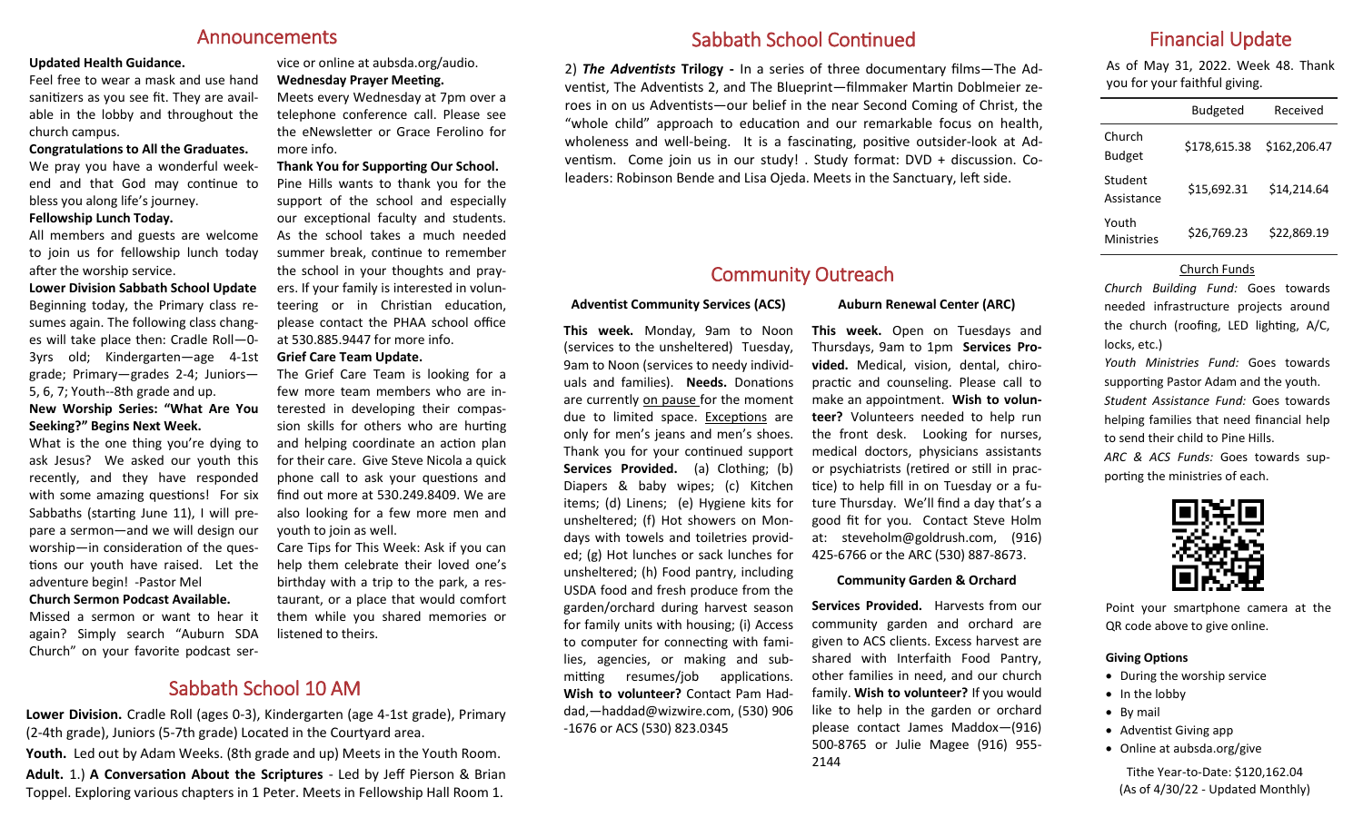## Announcements

**Updated Health Guidance.**

Feel free to wear a mask and use hand sanitizers as you see fit. They are available in the lobby and throughout the church campus.

**Congratulations to All the Graduates.**

We pray you have a wonderful weekend and that God may continue to bless you along life's journey.

**Fellowship Lunch Today.**

All members and guests are welcome to join us for fellowship lunch today after the worship service.

**Lower Division Sabbath School Update**

Beginning today, the Primary class resumes again. The following class changes will take place then: Cradle Roll—0-3yrs old; Kindergarten—age 4-1st grade; Primary—grades 2-4; Juniors—5, 6, 7; Youth--8th grade and up.

**New Worship Series: "What Are You Seeking?" Begins Next Week.**

What is the one thing you're dying to ask Jesus? We asked our youth this recently, and they have responded with some amazing questions! For six Sabbaths (starting June 11), I will prepare a sermon—and we will design our worship—in consideration of the questions our youth have raised. Let the adventure begin! -Pastor Mel

**Church Sermon Podcast Available.**

Missed a sermon or want to hear it again? Simply search "Auburn SDA Church" on your favorite podcast service or online at aubsda.org/audio.

**Wednesday Prayer Meeting.**

Meets every Wednesday at 7pm over a telephone conference call. Please see the eNewsletter or Grace Ferolino for more info.

**Thank You for Supporting Our School.**

Pine Hills wants to thank you for the support of the school and especially our exceptional faculty and students. As the school takes a much needed summer break, continue to remember the school in your thoughts and prayers. If your family is interested in volunteering or in Christian education, please contact the PHAA school office at 530.885.9447 for more info.

**Grief Care Team Update.**

The Grief Care Team is looking for a few more team members who are interested in developing their compassion skills for others who are hurting and helping coordinate an action plan for their care. Give Steve Nicola a quick phone call to ask your questions and find out more at 530.249.8409. We are also looking for a few more men and youth to join as well.

Care Tips for This Week: Ask if you can help them celebrate their loved one's birthday with a trip to the park, a restaurant, or a place that would comfort them while you shared memories or listened to theirs.

## Sabbath School 10 AM

**Lower Division.** Cradle Roll (ages 0-3), Kindergarten (age 4-1st grade), Primary (2-4th grade), Juniors (5-7th grade) Located in the Courtyard area.

**Youth.** Led out by Adam Weeks. (8th grade and up) Meets in the Youth Room.

**Adult.** 1.) **A Conversation About the Scriptures** - Led by Jeff Pierson & Brian Toppel. Exploring various chapters in 1 Peter. Meets in Fellowship Hall Room 1.

## Sabbath School Continued

2) ***The Adventists* Trilogy -** In a series of three documentary films—The Adventist, The Adventists 2, and The Blueprint—filmmaker Martin Doblmeier zeroes in on us Adventists—our belief in the near Second Coming of Christ, the "whole child" approach to education and our remarkable focus on health, wholeness and well-being. It is a fascinating, positive outsider-look at Adventism. Come join us in our study! . Study format: DVD + discussion. Co-leaders: Robinson Bende and Lisa Ojeda. Meets in the Sanctuary, left side.

## Community Outreach

### Adventist Community Services (ACS)

**This week.** Monday, 9am to Noon (services to the unsheltered) Tuesday, 9am to Noon (services to needy individuals and families). **Needs.** Donations are currently on pause for the moment due to limited space. Exceptions are only for men's jeans and men's shoes. Thank you for your continued support **Services Provided.** (a) Clothing; (b) Diapers & baby wipes; (c) Kitchen items; (d) Linens; (e) Hygiene kits for unsheltered; (f) Hot showers on Mondays with towels and toiletries provided; (g) Hot lunches or sack lunches for unsheltered; (h) Food pantry, including USDA food and fresh produce from the garden/orchard during harvest season for family units with housing; (i) Access to computer for connecting with families, agencies, or making and submitting resumes/job applications. **Wish to volunteer?** Contact Pam Haddad,—haddad@wizwire.com, (530) 906-1676 or ACS (530) 823.0345

### Auburn Renewal Center (ARC)

**This week.** Open on Tuesdays and Thursdays, 9am to 1pm **Services Provided.** Medical, vision, dental, chiropractic and counseling. Please call to make an appointment. **Wish to volunteer?** Volunteers needed to help run the front desk. Looking for nurses, medical doctors, physicians assistants or psychiatrists (retired or still in practice) to help fill in on Tuesday or a future Thursday. We'll find a day that's a good fit for you. Contact Steve Holm at: steveholm@goldrush.com, (916) 425-6766 or the ARC (530) 887-8673.

### Community Garden & Orchard

**Services Provided.** Harvests from our community garden and orchard are given to ACS clients. Excess harvest are shared with Interfaith Food Pantry, other families in need, and our church family. **Wish to volunteer?** If you would like to help in the garden or orchard please contact James Maddox—(916) 500-8765 or Julie Magee (916) 955-2144

## Financial Update

As of May 31, 2022. Week 48. Thank you for your faithful giving.

| | Budgeted | Received |
|---|---|---|
| Church Budget | $178,615.38 | $162,206.47 |
| Student Assistance | $15,692.31 | $14,214.64 |
| Youth Ministries | $26,769.23 | $22,869.19 |

Church Funds

*Church Building Fund:* Goes towards needed infrastructure projects around the church (roofing, LED lighting, A/C, locks, etc.)

*Youth Ministries Fund:* Goes towards supporting Pastor Adam and the youth.

*Student Assistance Fund:* Goes towards helping families that need financial help to send their child to Pine Hills.

*ARC & ACS Funds:* Goes towards supporting the ministries of each.

Point your smartphone camera at the QR code above to give online.

**Giving Options**

- During the worship service
- In the lobby
- By mail
- Adventist Giving app
- Online at aubsda.org/give

Tithe Year-to-Date: $120,162.04
(As of 4/30/22 - Updated Monthly)